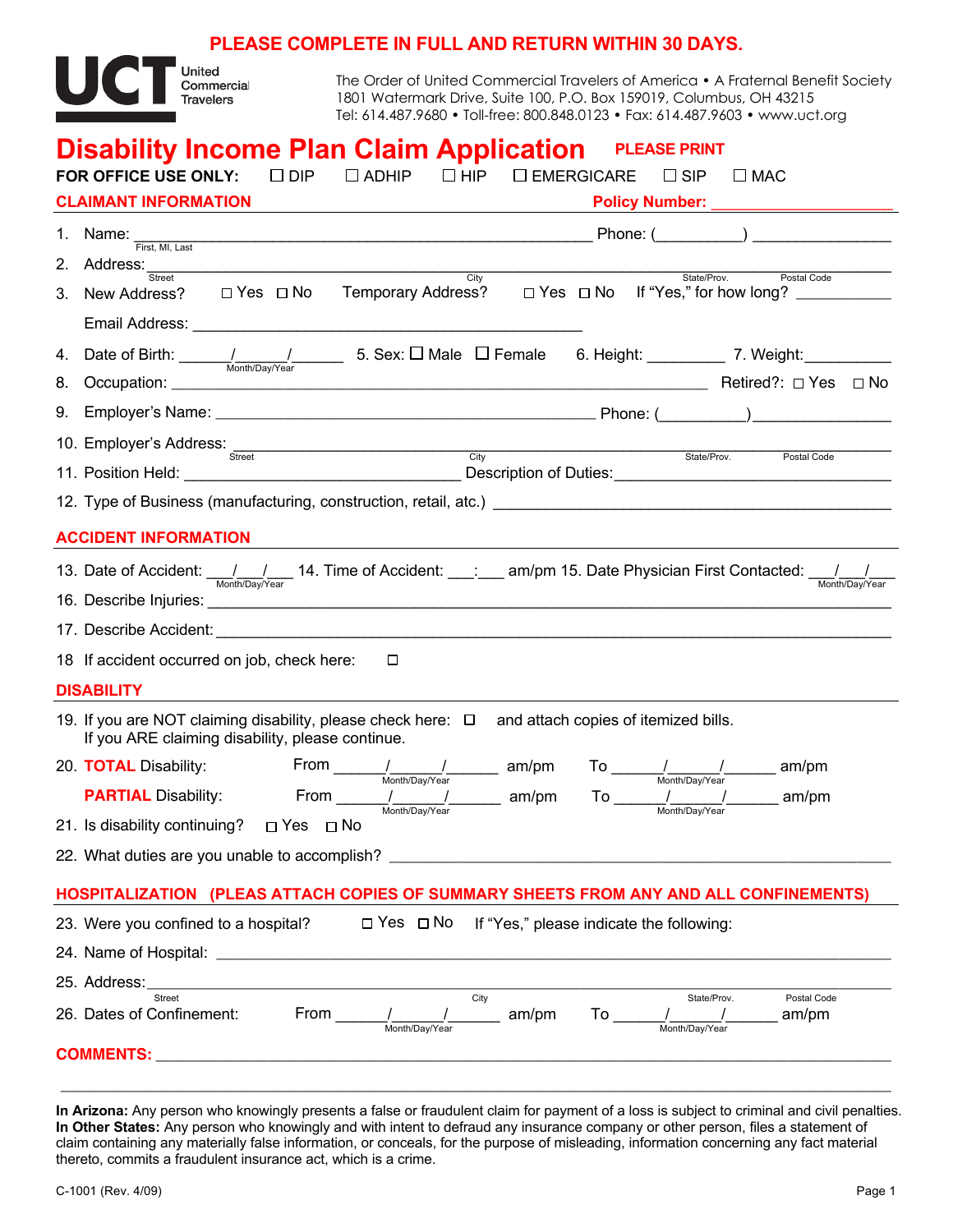**PLEASE COMPLETE IN FULL AND RETURN WITHIN 30 DAYS.**

UCT United Commercial Travelers

The Order of United Commercial Travelers of America • A Fraternal Benefit Society
1801 Watermark Drive, Suite 100, P.O. Box 159019, Columbus, OH 43215
Tel: 614.487.9680 • Toll-free: 800.848.0123 • Fax: 614.487.9603 • www.uct.org

# Disability Income Plan Claim Application

**PLEASE PRINT**

**FOR OFFICE USE ONLY:** ☐ DIP ☐ ADHIP ☐ HIP ☐ EMERGICARE ☐ SIP ☐ MAC

## CLAIMANT INFORMATION

**Policy Number:** ____________________

1. Name: ______________________________________________ Phone: (_________) _______________
   First, MI, Last
2. Address: ____________________________________________________________________________
   Street / City / State/Prov. / Postal Code
3. New Address? ☐ Yes ☐ No Temporary Address? ☐ Yes ☐ No If "Yes," for how long? __________

   Email Address: ________________________________________
4. Date of Birth: _____/_____/______ (Month/Day/Year) 5. Sex: ☐ Male ☐ Female 6. Height: ________ 7. Weight: _________
8. Occupation: _________________________________________________________ Retired?: ☐ Yes ☐ No
9. Employer's Name: _________________________________________ Phone: (_________)_______________
10. Employer's Address: _______________________________________________________________________
    Street / City / State/Prov. / Postal Code
11. Position Held: ______________________________ Description of Duties:______________________________
12. Type of Business (manufacturing, construction, retail, etc.) __________________________________________

## ACCIDENT INFORMATION

13. Date of Accident: ___/___/___ (Month/Day/Year) 14. Time of Accident: ___:___ am/pm 15. Date Physician First Contacted: ___/___/___ (Month/Day/Year)
16. Describe Injuries: __________________________________________________________________________
17. Describe Accident: __________________________________________________________________________
18. If accident occurred on job, check here: ☐

## DISABILITY

19. If you are NOT claiming disability, please check here: ☐ and attach copies of itemized bills.
    If you ARE claiming disability, please continue.
20. **TOTAL** Disability: From _____/_____/______ (Month/Day/Year) am/pm To _____/_____/______ (Month/Day/Year) am/pm

    **PARTIAL** Disability: From _____/_____/______ (Month/Day/Year) am/pm To _____/_____/______ (Month/Day/Year) am/pm
21. Is disability continuing? ☐ Yes ☐ No
22. What duties are you unable to accomplish? _______________________________________________________

## HOSPITALIZATION (PLEAS ATTACH COPIES OF SUMMARY SHEETS FROM ANY AND ALL CONFINEMENTS)

23. Were you confined to a hospital? ☐ Yes ☐ No If "Yes," please indicate the following:
24. Name of Hospital: ___________________________________________________________________________
25. Address: _________________________________________________________________________________
    Street / City / State/Prov. / Postal Code
26. Dates of Confinement: From _____/_____/______ (Month/Day/Year) am/pm To _____/_____/______ (Month/Day/Year) am/pm

**COMMENTS:** ___________________________________________________________________________________

________________________________________________________________________________________________

**In Arizona:** Any person who knowingly presents a false or fraudulent claim for payment of a loss is subject to criminal and civil penalties.
**In Other States:** Any person who knowingly and with intent to defraud any insurance company or other person, files a statement of claim containing any materially false information, or conceals, for the purpose of misleading, information concerning any fact material thereto, commits a fraudulent insurance act, which is a crime.

C-1001 (Rev. 4/09)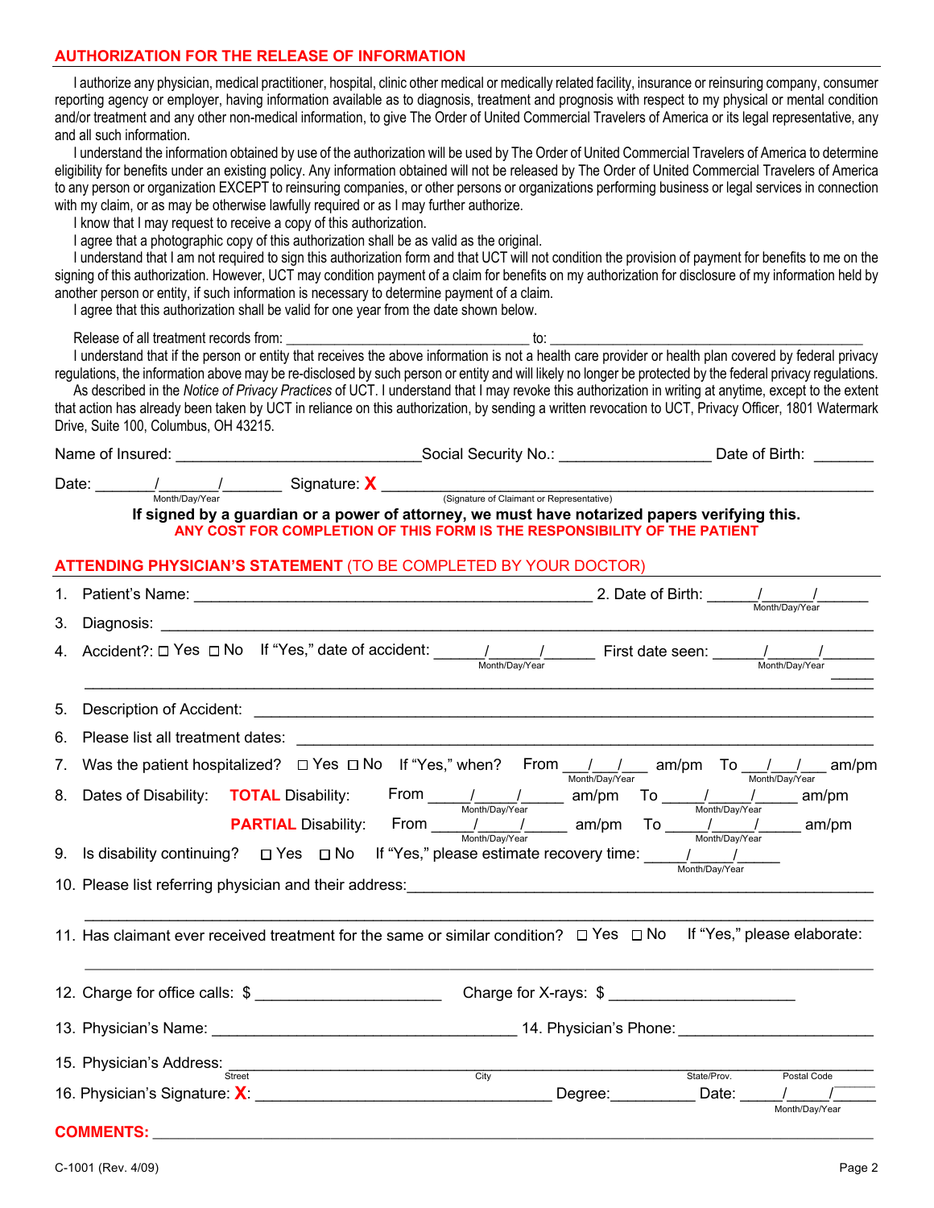## AUTHORIZATION FOR THE RELEASE OF INFORMATION

I authorize any physician, medical practitioner, hospital, clinic other medical or medically related facility, insurance or reinsuring company, consumer reporting agency or employer, having information available as to diagnosis, treatment and prognosis with respect to my physical or mental condition and/or treatment and any other non-medical information, to give The Order of United Commercial Travelers of America or its legal representative, any and all such information.

I understand the information obtained by use of the authorization will be used by The Order of United Commercial Travelers of America to determine eligibility for benefits under an existing policy. Any information obtained will not be released by The Order of United Commercial Travelers of America to any person or organization EXCEPT to reinsuring companies, or other persons or organizations performing business or legal services in connection with my claim, or as may be otherwise lawfully required or as I may further authorize.

I know that I may request to receive a copy of this authorization.

I agree that a photographic copy of this authorization shall be as valid as the original.

I understand that I am not required to sign this authorization form and that UCT will not condition the provision of payment for benefits to me on the signing of this authorization. However, UCT may condition payment of a claim for benefits on my authorization for disclosure of my information held by another person or entity, if such information is necessary to determine payment of a claim.

I agree that this authorization shall be valid for one year from the date shown below.

Release of all treatment records from: ________________________________ to: ____________________________________________

I understand that if the person or entity that receives the above information is not a health care provider or health plan covered by federal privacy regulations, the information above may be re-disclosed by such person or entity and will likely no longer be protected by the federal privacy regulations.

As described in the *Notice of Privacy Practices* of UCT. I understand that I may revoke this authorization in writing at anytime, except to the extent that action has already been taken by UCT in reliance on this authorization, by sending a written revocation to UCT, Privacy Officer, 1801 Watermark Drive, Suite 100, Columbus, OH 43215.

Name of Insured: ______________________________ Social Security No.: _________________ Date of Birth: _______

Date: _______/_______/_______ (Month/Day/Year) Signature: **X** ________________________________________________ (Signature of Claimant or Representative)

**If signed by a guardian or a power of attorney, we must have notarized papers verifying this.**

**ANY COST FOR COMPLETION OF THIS FORM IS THE RESPONSIBILITY OF THE PATIENT**

## ATTENDING PHYSICIAN'S STATEMENT (TO BE COMPLETED BY YOUR DOCTOR)

1. Patient's Name: ________________________________________________ 2. Date of Birth: _____/_____/_____ (Month/Day/Year)
3. Diagnosis: ____________________________________________________________________________________
4. Accident?: ☐ Yes ☐ No If "Yes," date of accident: _____/_____/_____ (Month/Day/Year) First date seen: _____/_____/_____ (Month/Day/Year)
   ____________________________________________________________________________________
5. Description of Accident: ____________________________________________________________________________
6. Please list all treatment dates: _______________________________________________________________________
7. Was the patient hospitalized? ☐ Yes ☐ No If "Yes," when? From ___/___/___ (Month/Day/Year) am/pm To ___/___/___ (Month/Day/Year) am/pm
8. Dates of Disability: **TOTAL** Disability: From _____/_____/_____ (Month/Day/Year) am/pm To _____/_____/_____ (Month/Day/Year) am/pm
   **PARTIAL** Disability: From _____/_____/_____ (Month/Day/Year) am/pm To _____/_____/_____ (Month/Day/Year) am/pm
9. Is disability continuing? ☐ Yes ☐ No If "Yes," please estimate recovery time: _____/_____/_____ (Month/Day/Year)
10. Please list referring physician and their address: ______________________________________________________
    ____________________________________________________________________________________
11. Has claimant ever received treatment for the same or similar condition? ☐ Yes ☐ No If "Yes," please elaborate:
    ____________________________________________________________________________________
12. Charge for office calls: $ _____________________ Charge for X-rays: $ _____________________
13. Physician's Name: ___________________________________ 14. Physician's Phone: ______________________
15. Physician's Address: ____________________________________________________________________________ (Street, City, State/Prov., Postal Code)
16. Physician's Signature: **X**: ___________________________________ Degree:__________ Date: _____/_____/_____ (Month/Day/Year)

**COMMENTS:** ____________________________________________________________________________________

C-1001 (Rev. 4/09)